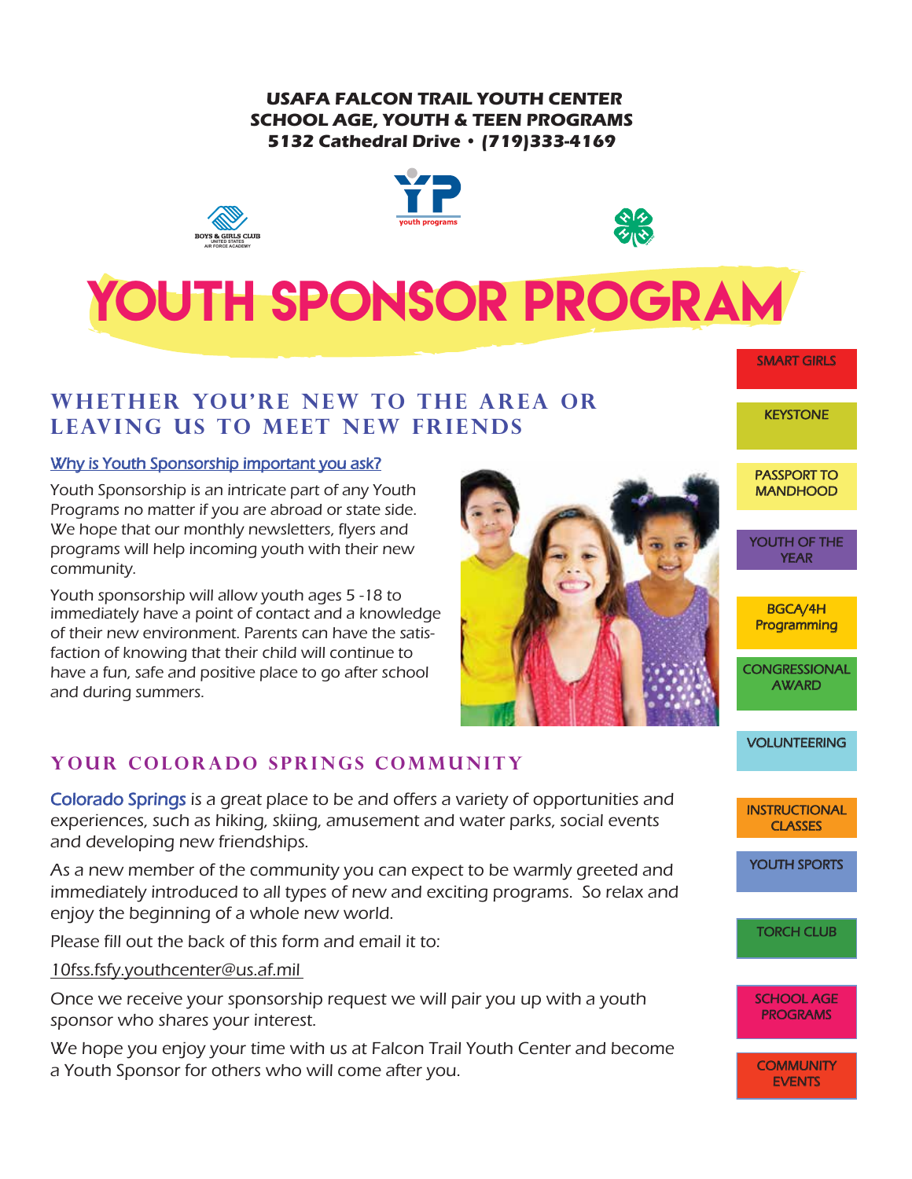**USAFA FALCON TRAIL YOUTH CENTER**
**SCHOOL AGE, YOUTH & TEEN PROGRAMS**
**5132 Cathedral Drive • (719)333-4169**

# YOUTH SPONSOR PROGRAM

## WHETHER YOU'RE NEW TO THE AREA OR LEAVING US TO MEET NEW FRIENDS

Why is Youth Sponsorship important you ask?

Youth Sponsorship is an intricate part of any Youth Programs no matter if you are abroad or state side. We hope that our monthly newsletters, flyers and programs will help incoming youth with their new community.

Youth sponsorship will allow youth ages 5 -18 to immediately have a point of contact and a knowledge of their new environment. Parents can have the satisfaction of knowing that their child will continue to have a fun, safe and positive place to go after school and during summers.

## YOUR COLORADO SPRINGS COMMUNITY

Colorado Springs is a great place to be and offers a variety of opportunities and experiences, such as hiking, skiing, amusement and water parks, social events and developing new friendships.

As a new member of the community you can expect to be warmly greeted and immediately introduced to all types of new and exciting programs. So relax and enjoy the beginning of a whole new world.

Please fill out the back of this form and email it to:

10fss.fsfy.youthcenter@us.af.mil

Once we receive your sponsorship request we will pair you up with a youth sponsor who shares your interest.

We hope you enjoy your time with us at Falcon Trail Youth Center and become a Youth Sponsor for others who will come after you.

- SMART GIRLS
- KEYSTONE
- PASSPORT TO MANDHOOD
- YOUTH OF THE YEAR
- BGCA/4H Programming
- CONGRESSIONAL AWARD
- VOLUNTEERING
- INSTRUCTIONAL CLASSES
- YOUTH SPORTS
- TORCH CLUB
- SCHOOL AGE PROGRAMS
- COMMUNITY EVENTS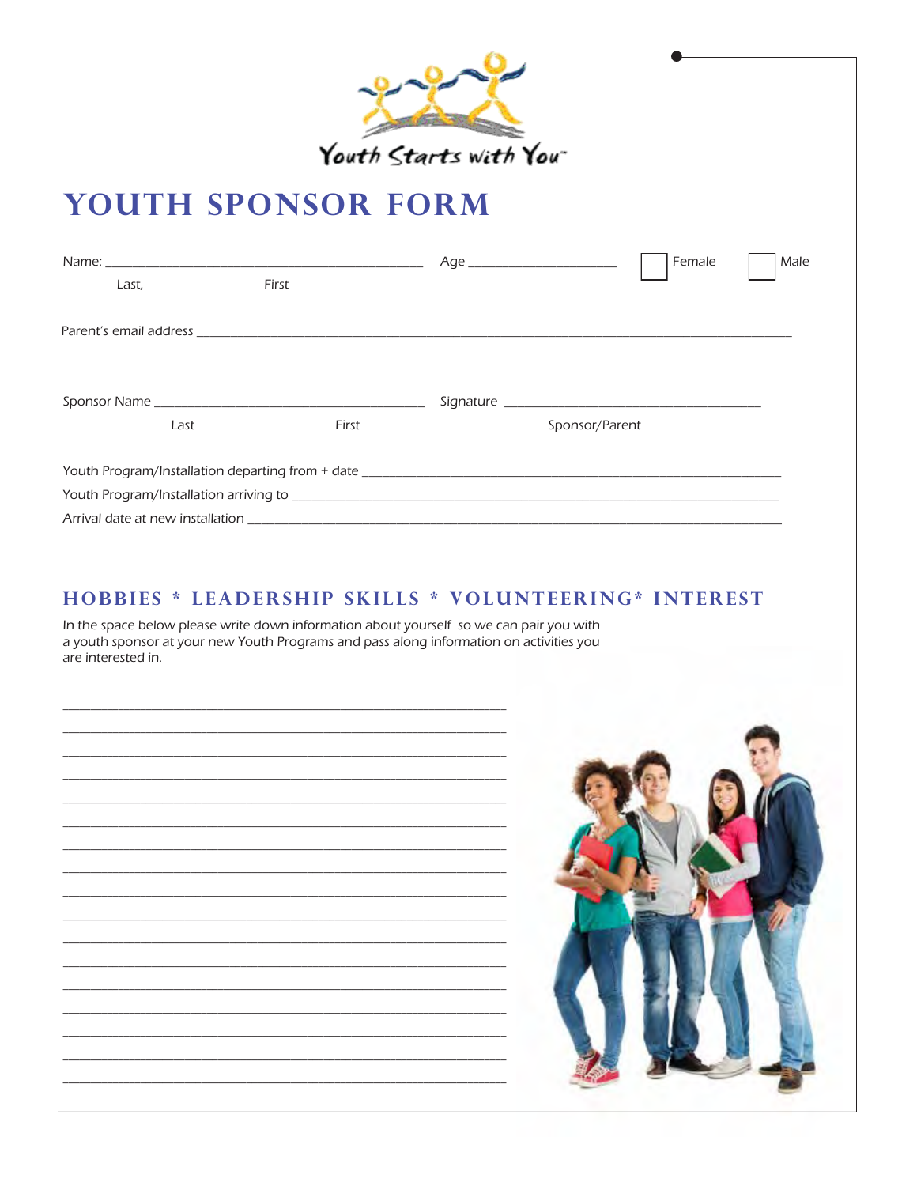Youth Starts with You™

# YOUTH SPONSOR FORM

Name: ______________________________ Age ______________ ☐ Female ☐ Male

Last, First

Parent's email address ____________________________________________

Sponsor Name ______________________________ Signature ______________________________

Last First Sponsor/Parent

Youth Program/Installation departing from + date ______________________________

Youth Program/Installation arriving to ______________________________

Arrival date at new installation ______________________________

## HOBBIES * LEADERSHIP SKILLS * VOLUNTEERING* INTEREST

In the space below please write down information about yourself so we can pair you with a youth sponsor at your new Youth Programs and pass along information on activities you are interested in.

______________________________

______________________________

______________________________

______________________________

______________________________

______________________________

______________________________

______________________________

______________________________

______________________________

______________________________

______________________________

______________________________

______________________________

______________________________

______________________________

______________________________